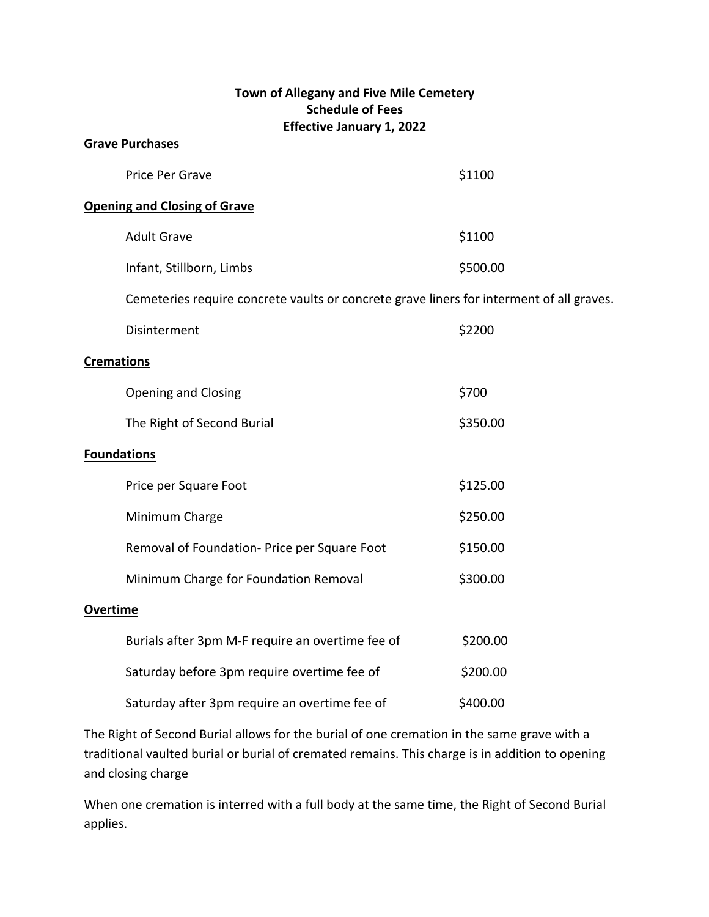# Town of Allegany and Five Mile Cemetery
## Schedule of Fees
## Effective January 1, 2022

**Grave Purchases**

| | |
|---|---|
| Price Per Grave | $1100 |

**Opening and Closing of Grave**

| | |
|---|---|
| Adult Grave | $1100 |
| Infant, Stillborn, Limbs | $500.00 |

Cemeteries require concrete vaults or concrete grave liners for interment of all graves.

| | |
|---|---|
| Disinterment | $2200 |

**Cremations**

| | |
|---|---|
| Opening and Closing | $700 |
| The Right of Second Burial | $350.00 |

**Foundations**

| | |
|---|---|
| Price per Square Foot | $125.00 |
| Minimum Charge | $250.00 |
| Removal of Foundation- Price per Square Foot | $150.00 |
| Minimum Charge for Foundation Removal | $300.00 |

**Overtime**

| | |
|---|---|
| Burials after 3pm M-F require an overtime fee of | $200.00 |
| Saturday before 3pm require overtime fee of | $200.00 |
| Saturday after 3pm require an overtime fee of | $400.00 |

The Right of Second Burial allows for the burial of one cremation in the same grave with a traditional vaulted burial or burial of cremated remains. This charge is in addition to opening and closing charge

When one cremation is interred with a full body at the same time, the Right of Second Burial applies.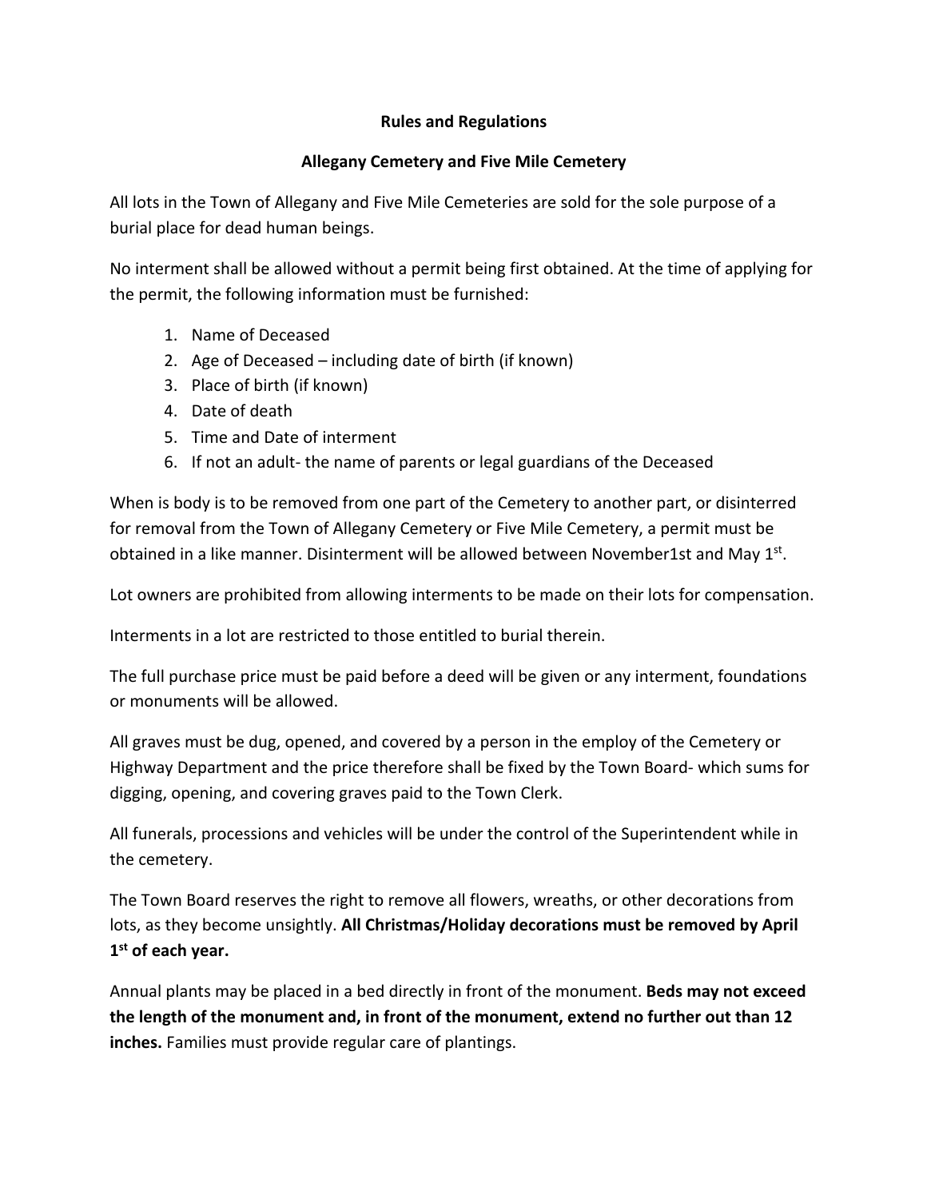**Rules and Regulations**

**Allegany Cemetery and Five Mile Cemetery**

All lots in the Town of Allegany and Five Mile Cemeteries are sold for the sole purpose of a burial place for dead human beings.

No interment shall be allowed without a permit being first obtained. At the time of applying for the permit, the following information must be furnished:

1. Name of Deceased
2. Age of Deceased – including date of birth (if known)
3. Place of birth (if known)
4. Date of death
5. Time and Date of interment
6. If not an adult- the name of parents or legal guardians of the Deceased

When is body is to be removed from one part of the Cemetery to another part, or disinterred for removal from the Town of Allegany Cemetery or Five Mile Cemetery, a permit must be obtained in a like manner. Disinterment will be allowed between November1st and May 1st.

Lot owners are prohibited from allowing interments to be made on their lots for compensation.

Interments in a lot are restricted to those entitled to burial therein.

The full purchase price must be paid before a deed will be given or any interment, foundations or monuments will be allowed.

All graves must be dug, opened, and covered by a person in the employ of the Cemetery or Highway Department and the price therefore shall be fixed by the Town Board- which sums for digging, opening, and covering graves paid to the Town Clerk.

All funerals, processions and vehicles will be under the control of the Superintendent while in the cemetery.

The Town Board reserves the right to remove all flowers, wreaths, or other decorations from lots, as they become unsightly. **All Christmas/Holiday decorations must be removed by April 1st of each year.**

Annual plants may be placed in a bed directly in front of the monument. **Beds may not exceed the length of the monument and, in front of the monument, extend no further out than 12 inches.** Families must provide regular care of plantings.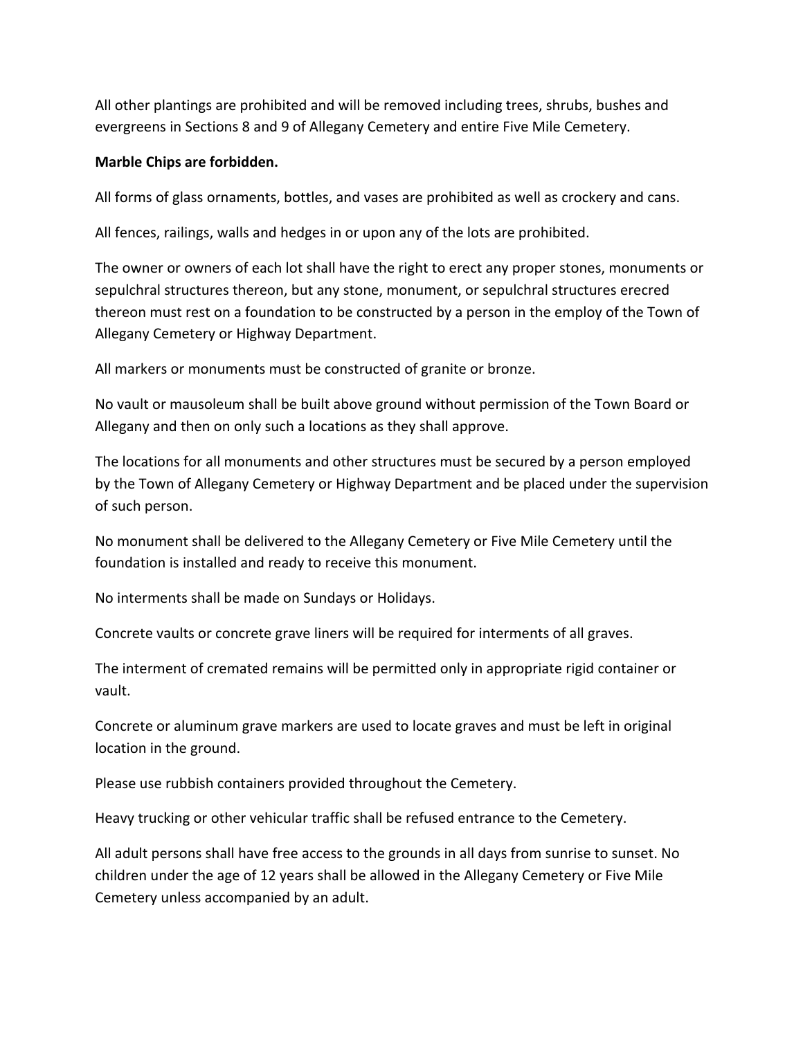All other plantings are prohibited and will be removed including trees, shrubs, bushes and evergreens in Sections 8 and 9 of Allegany Cemetery and entire Five Mile Cemetery.

**Marble Chips are forbidden.**

All forms of glass ornaments, bottles, and vases are prohibited as well as crockery and cans.

All fences, railings, walls and hedges in or upon any of the lots are prohibited.

The owner or owners of each lot shall have the right to erect any proper stones, monuments or sepulchral structures thereon, but any stone, monument, or sepulchral structures erecred thereon must rest on a foundation to be constructed by a person in the employ of the Town of Allegany Cemetery or Highway Department.

All markers or monuments must be constructed of granite or bronze.

No vault or mausoleum shall be built above ground without permission of the Town Board or Allegany and then on only such a locations as they shall approve.

The locations for all monuments and other structures must be secured by a person employed by the Town of Allegany Cemetery or Highway Department and be placed under the supervision of such person.

No monument shall be delivered to the Allegany Cemetery or Five Mile Cemetery until the foundation is installed and ready to receive this monument.

No interments shall be made on Sundays or Holidays.

Concrete vaults or concrete grave liners will be required for interments of all graves.

The interment of cremated remains will be permitted only in appropriate rigid container or vault.

Concrete or aluminum grave markers are used to locate graves and must be left in original location in the ground.

Please use rubbish containers provided throughout the Cemetery.

Heavy trucking or other vehicular traffic shall be refused entrance to the Cemetery.

All adult persons shall have free access to the grounds in all days from sunrise to sunset. No children under the age of 12 years shall be allowed in the Allegany Cemetery or Five Mile Cemetery unless accompanied by an adult.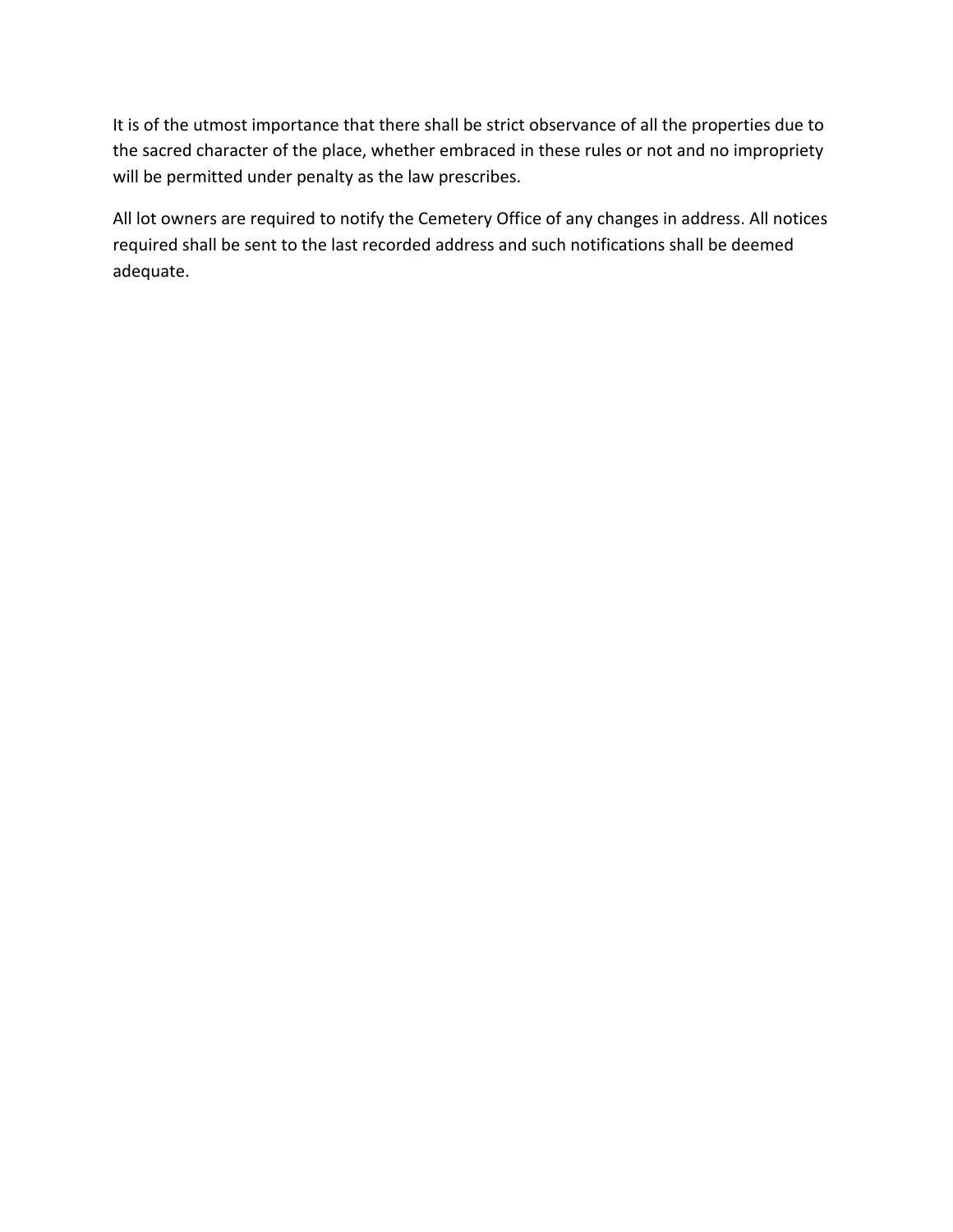It is of the utmost importance that there shall be strict observance of all the properties due to the sacred character of the place, whether embraced in these rules or not and no impropriety will be permitted under penalty as the law prescribes.

All lot owners are required to notify the Cemetery Office of any changes in address. All notices required shall be sent to the last recorded address and such notifications shall be deemed adequate.